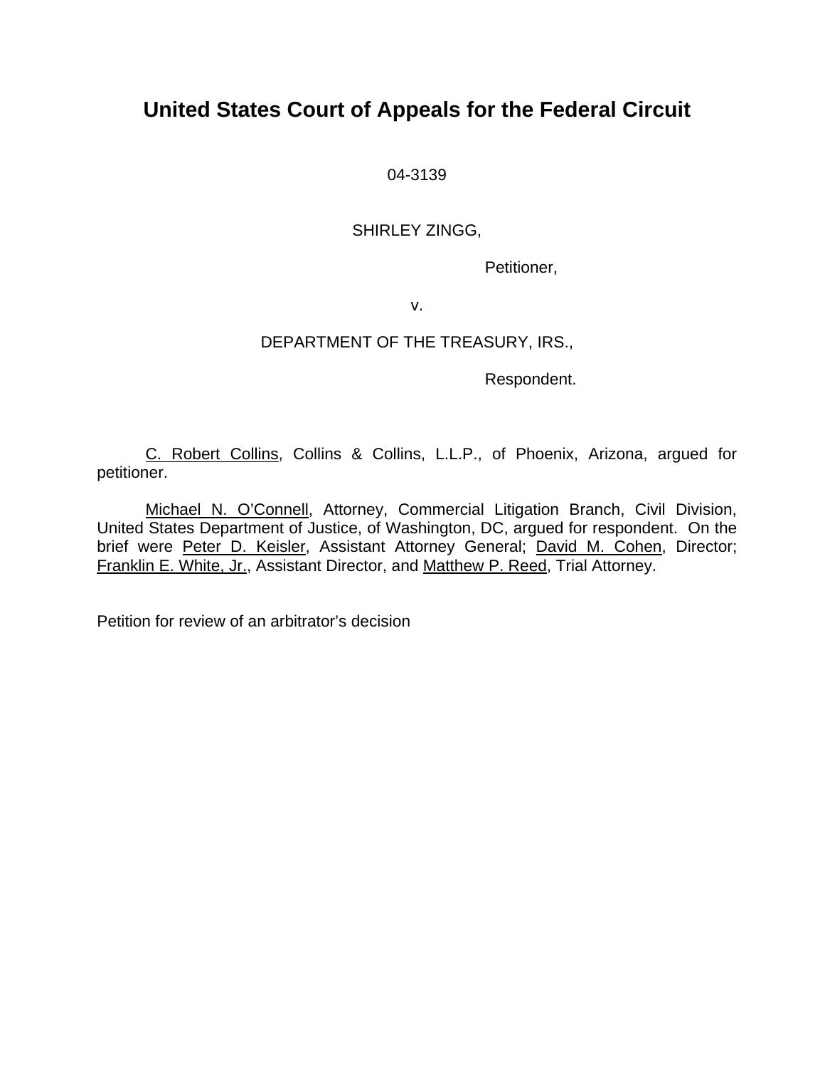# United States Court of Appeals for the Federal Circuit

04-3139

SHIRLEY ZINGG,

Petitioner,

v.

DEPARTMENT OF THE TREASURY, IRS.,

Respondent.

C. Robert Collins, Collins & Collins, L.L.P., of Phoenix, Arizona, argued for petitioner.

Michael N. O'Connell, Attorney, Commercial Litigation Branch, Civil Division, United States Department of Justice, of Washington, DC, argued for respondent. On the brief were Peter D. Keisler, Assistant Attorney General; David M. Cohen, Director; Franklin E. White, Jr., Assistant Director, and Matthew P. Reed, Trial Attorney.

Petition for review of an arbitrator's decision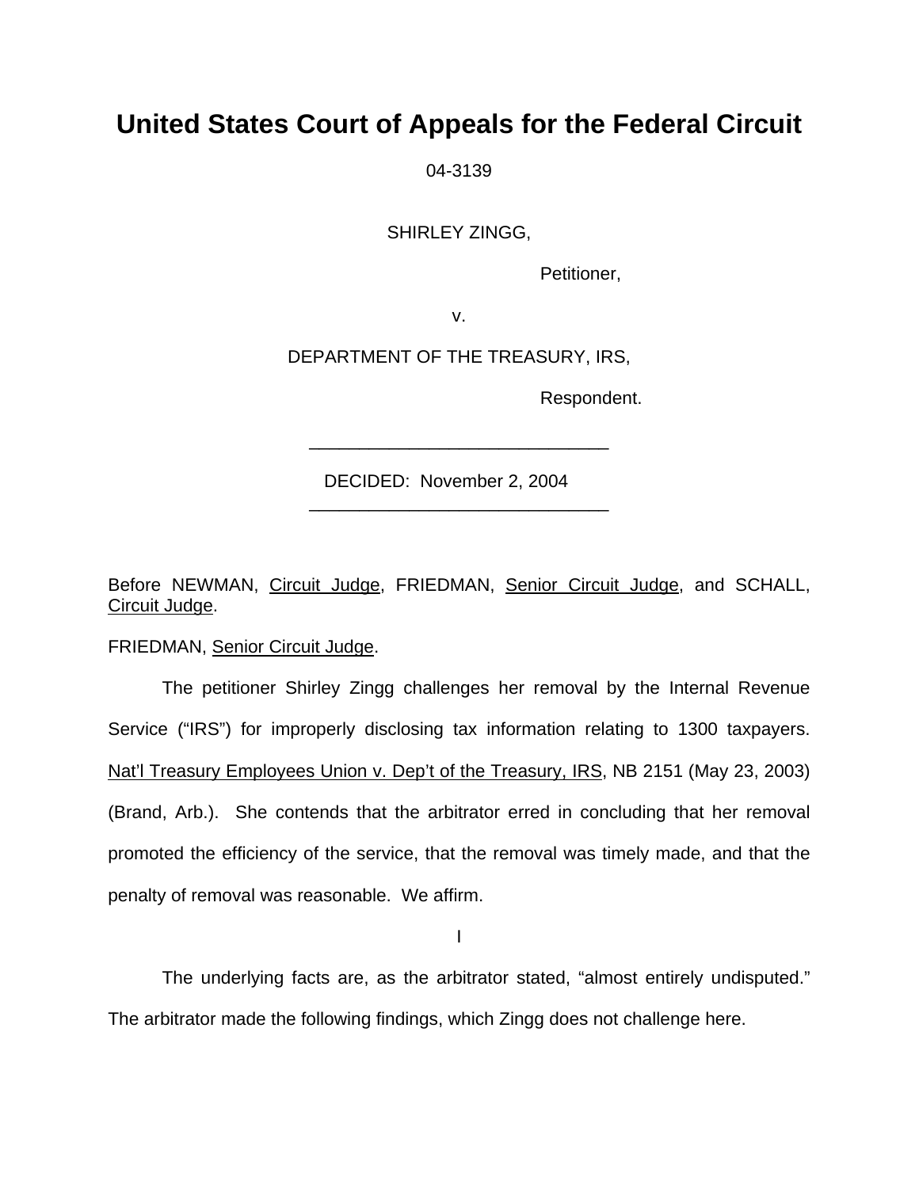# United States Court of Appeals for the Federal Circuit

04-3139

SHIRLEY ZINGG,

Petitioner,

v.

DEPARTMENT OF THE TREASURY, IRS,

Respondent.

______________________________

DECIDED: November 2, 2004

______________________________

Before NEWMAN, Circuit Judge, FRIEDMAN, Senior Circuit Judge, and SCHALL, Circuit Judge.

FRIEDMAN, Senior Circuit Judge.

The petitioner Shirley Zingg challenges her removal by the Internal Revenue Service ("IRS") for improperly disclosing tax information relating to 1300 taxpayers. Nat'l Treasury Employees Union v. Dep't of the Treasury, IRS, NB 2151 (May 23, 2003) (Brand, Arb.). She contends that the arbitrator erred in concluding that her removal promoted the efficiency of the service, that the removal was timely made, and that the penalty of removal was reasonable. We affirm.

I

The underlying facts are, as the arbitrator stated, "almost entirely undisputed." The arbitrator made the following findings, which Zingg does not challenge here.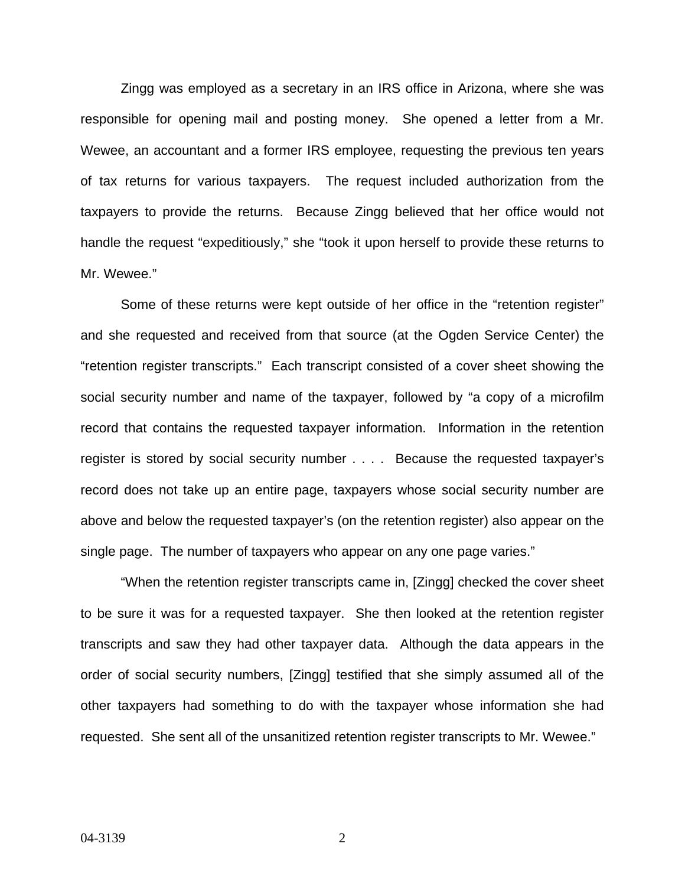Zingg was employed as a secretary in an IRS office in Arizona, where she was responsible for opening mail and posting money. She opened a letter from a Mr. Wewee, an accountant and a former IRS employee, requesting the previous ten years of tax returns for various taxpayers. The request included authorization from the taxpayers to provide the returns. Because Zingg believed that her office would not handle the request "expeditiously," she "took it upon herself to provide these returns to Mr. Wewee."

Some of these returns were kept outside of her office in the "retention register" and she requested and received from that source (at the Ogden Service Center) the "retention register transcripts." Each transcript consisted of a cover sheet showing the social security number and name of the taxpayer, followed by "a copy of a microfilm record that contains the requested taxpayer information. Information in the retention register is stored by social security number . . . . Because the requested taxpayer's record does not take up an entire page, taxpayers whose social security number are above and below the requested taxpayer's (on the retention register) also appear on the single page. The number of taxpayers who appear on any one page varies."

"When the retention register transcripts came in, [Zingg] checked the cover sheet to be sure it was for a requested taxpayer. She then looked at the retention register transcripts and saw they had other taxpayer data. Although the data appears in the order of social security numbers, [Zingg] testified that she simply assumed all of the other taxpayers had something to do with the taxpayer whose information she had requested. She sent all of the unsanitized retention register transcripts to Mr. Wewee."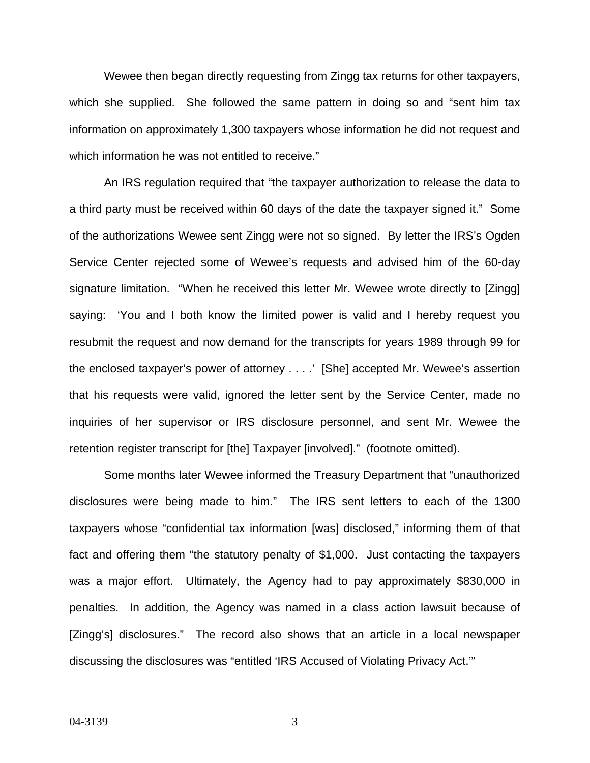Wewee then began directly requesting from Zingg tax returns for other taxpayers, which she supplied. She followed the same pattern in doing so and "sent him tax information on approximately 1,300 taxpayers whose information he did not request and which information he was not entitled to receive."

An IRS regulation required that "the taxpayer authorization to release the data to a third party must be received within 60 days of the date the taxpayer signed it." Some of the authorizations Wewee sent Zingg were not so signed. By letter the IRS's Ogden Service Center rejected some of Wewee's requests and advised him of the 60-day signature limitation. "When he received this letter Mr. Wewee wrote directly to [Zingg] saying: 'You and I both know the limited power is valid and I hereby request you resubmit the request and now demand for the transcripts for years 1989 through 99 for the enclosed taxpayer's power of attorney . . . .' [She] accepted Mr. Wewee's assertion that his requests were valid, ignored the letter sent by the Service Center, made no inquiries of her supervisor or IRS disclosure personnel, and sent Mr. Wewee the retention register transcript for [the] Taxpayer [involved]." (footnote omitted).

Some months later Wewee informed the Treasury Department that "unauthorized disclosures were being made to him." The IRS sent letters to each of the 1300 taxpayers whose "confidential tax information [was] disclosed," informing them of that fact and offering them "the statutory penalty of $1,000. Just contacting the taxpayers was a major effort. Ultimately, the Agency had to pay approximately $830,000 in penalties. In addition, the Agency was named in a class action lawsuit because of [Zingg's] disclosures." The record also shows that an article in a local newspaper discussing the disclosures was "entitled 'IRS Accused of Violating Privacy Act.'"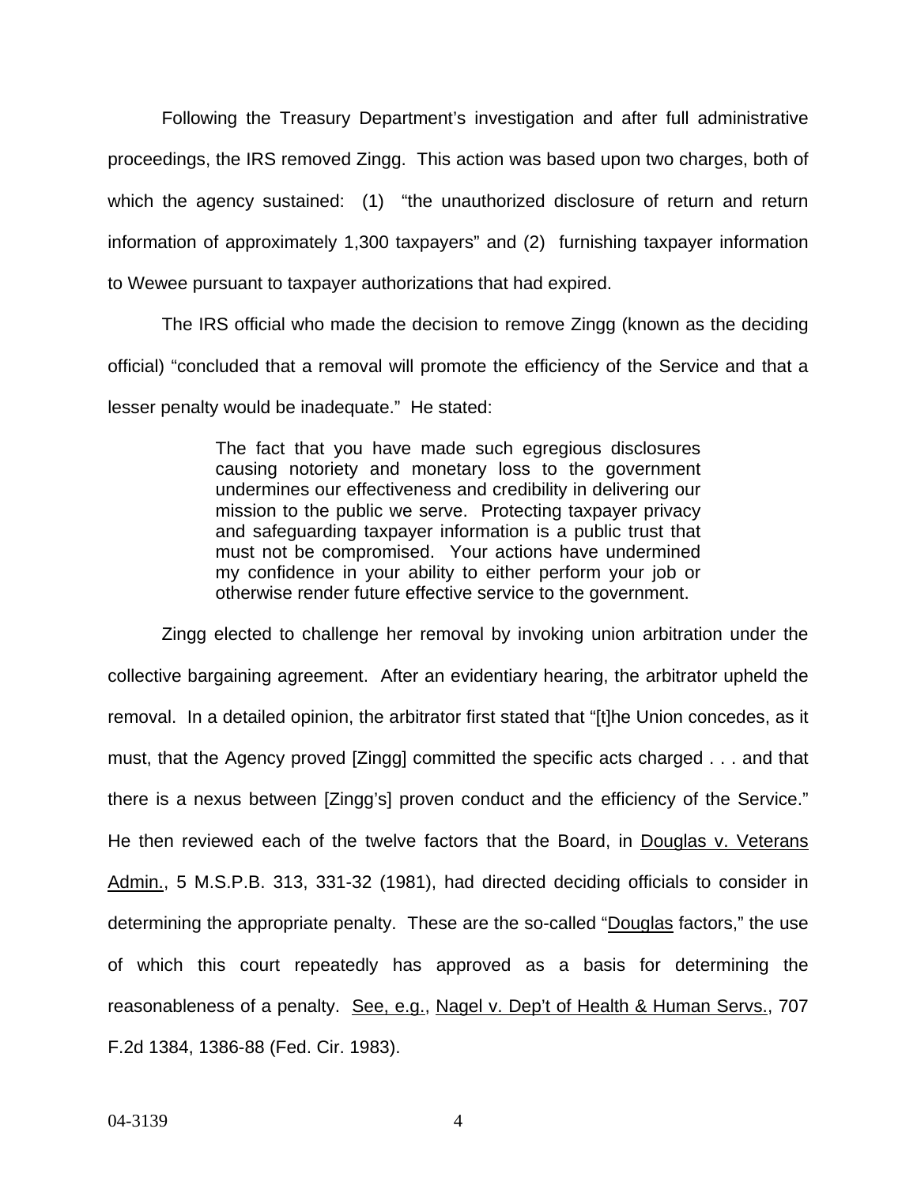Following the Treasury Department's investigation and after full administrative proceedings, the IRS removed Zingg. This action was based upon two charges, both of which the agency sustained: (1) "the unauthorized disclosure of return and return information of approximately 1,300 taxpayers" and (2) furnishing taxpayer information to Wewee pursuant to taxpayer authorizations that had expired.

The IRS official who made the decision to remove Zingg (known as the deciding official) "concluded that a removal will promote the efficiency of the Service and that a lesser penalty would be inadequate." He stated:

> The fact that you have made such egregious disclosures causing notoriety and monetary loss to the government undermines our effectiveness and credibility in delivering our mission to the public we serve. Protecting taxpayer privacy and safeguarding taxpayer information is a public trust that must not be compromised. Your actions have undermined my confidence in your ability to either perform your job or otherwise render future effective service to the government.

Zingg elected to challenge her removal by invoking union arbitration under the collective bargaining agreement. After an evidentiary hearing, the arbitrator upheld the removal. In a detailed opinion, the arbitrator first stated that "[t]he Union concedes, as it must, that the Agency proved [Zingg] committed the specific acts charged . . . and that there is a nexus between [Zingg's] proven conduct and the efficiency of the Service." He then reviewed each of the twelve factors that the Board, in Douglas v. Veterans Admin., 5 M.S.P.B. 313, 331-32 (1981), had directed deciding officials to consider in determining the appropriate penalty. These are the so-called "Douglas factors," the use of which this court repeatedly has approved as a basis for determining the reasonableness of a penalty. See, e.g., Nagel v. Dep't of Health & Human Servs., 707 F.2d 1384, 1386-88 (Fed. Cir. 1983).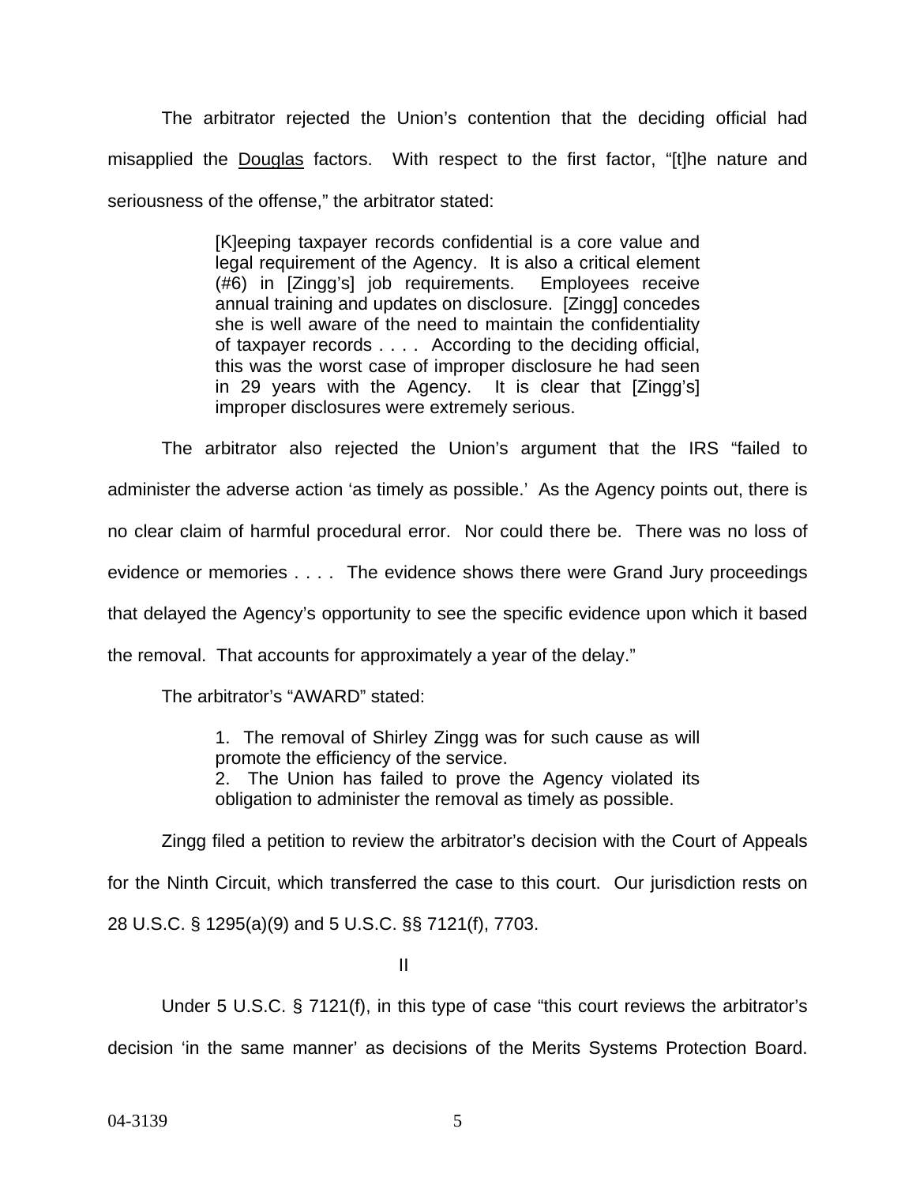The arbitrator rejected the Union's contention that the deciding official had misapplied the Douglas factors. With respect to the first factor, "[t]he nature and seriousness of the offense," the arbitrator stated:

> [K]eeping taxpayer records confidential is a core value and legal requirement of the Agency. It is also a critical element (#6) in [Zingg's] job requirements. Employees receive annual training and updates on disclosure. [Zingg] concedes she is well aware of the need to maintain the confidentiality of taxpayer records . . . . According to the deciding official, this was the worst case of improper disclosure he had seen in 29 years with the Agency. It is clear that [Zingg's] improper disclosures were extremely serious.

The arbitrator also rejected the Union's argument that the IRS "failed to administer the adverse action 'as timely as possible.' As the Agency points out, there is no clear claim of harmful procedural error. Nor could there be. There was no loss of evidence or memories . . . . The evidence shows there were Grand Jury proceedings that delayed the Agency's opportunity to see the specific evidence upon which it based the removal. That accounts for approximately a year of the delay."

The arbitrator's "AWARD" stated:

> 1. The removal of Shirley Zingg was for such cause as will promote the efficiency of the service.
> 2. The Union has failed to prove the Agency violated its obligation to administer the removal as timely as possible.

Zingg filed a petition to review the arbitrator's decision with the Court of Appeals for the Ninth Circuit, which transferred the case to this court. Our jurisdiction rests on 28 U.S.C. § 1295(a)(9) and 5 U.S.C. §§ 7121(f), 7703.

## II

Under 5 U.S.C. § 7121(f), in this type of case "this court reviews the arbitrator's decision 'in the same manner' as decisions of the Merits Systems Protection Board.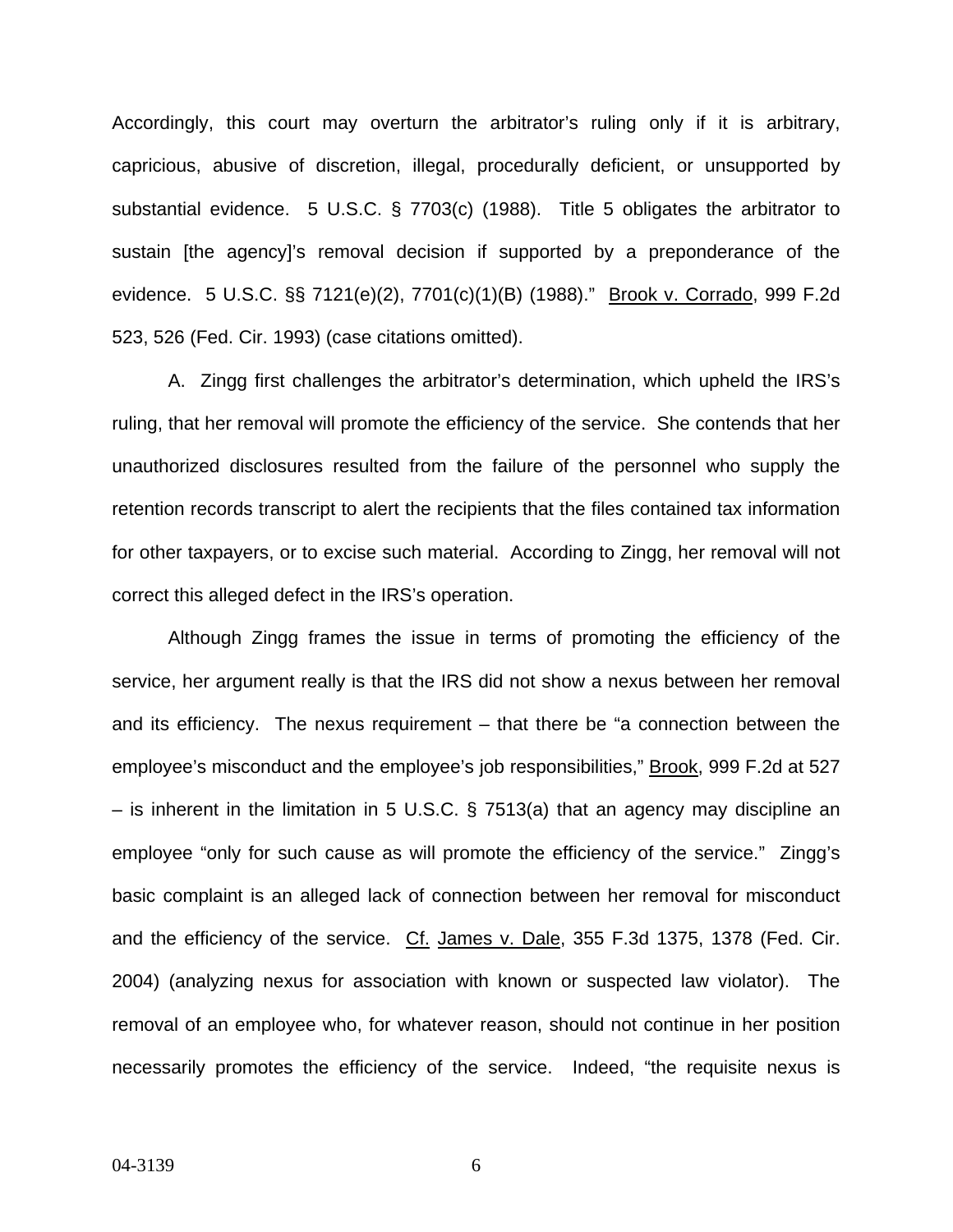Accordingly, this court may overturn the arbitrator's ruling only if it is arbitrary, capricious, abusive of discretion, illegal, procedurally deficient, or unsupported by substantial evidence. 5 U.S.C. § 7703(c) (1988). Title 5 obligates the arbitrator to sustain [the agency]'s removal decision if supported by a preponderance of the evidence. 5 U.S.C. §§ 7121(e)(2), 7701(c)(1)(B) (1988)." Brook v. Corrado, 999 F.2d 523, 526 (Fed. Cir. 1993) (case citations omitted).

A. Zingg first challenges the arbitrator's determination, which upheld the IRS's ruling, that her removal will promote the efficiency of the service. She contends that her unauthorized disclosures resulted from the failure of the personnel who supply the retention records transcript to alert the recipients that the files contained tax information for other taxpayers, or to excise such material. According to Zingg, her removal will not correct this alleged defect in the IRS's operation.

Although Zingg frames the issue in terms of promoting the efficiency of the service, her argument really is that the IRS did not show a nexus between her removal and its efficiency. The nexus requirement – that there be "a connection between the employee's misconduct and the employee's job responsibilities," Brook, 999 F.2d at 527 – is inherent in the limitation in 5 U.S.C. § 7513(a) that an agency may discipline an employee "only for such cause as will promote the efficiency of the service." Zingg's basic complaint is an alleged lack of connection between her removal for misconduct and the efficiency of the service. Cf. James v. Dale, 355 F.3d 1375, 1378 (Fed. Cir. 2004) (analyzing nexus for association with known or suspected law violator). The removal of an employee who, for whatever reason, should not continue in her position necessarily promotes the efficiency of the service. Indeed, "the requisite nexus is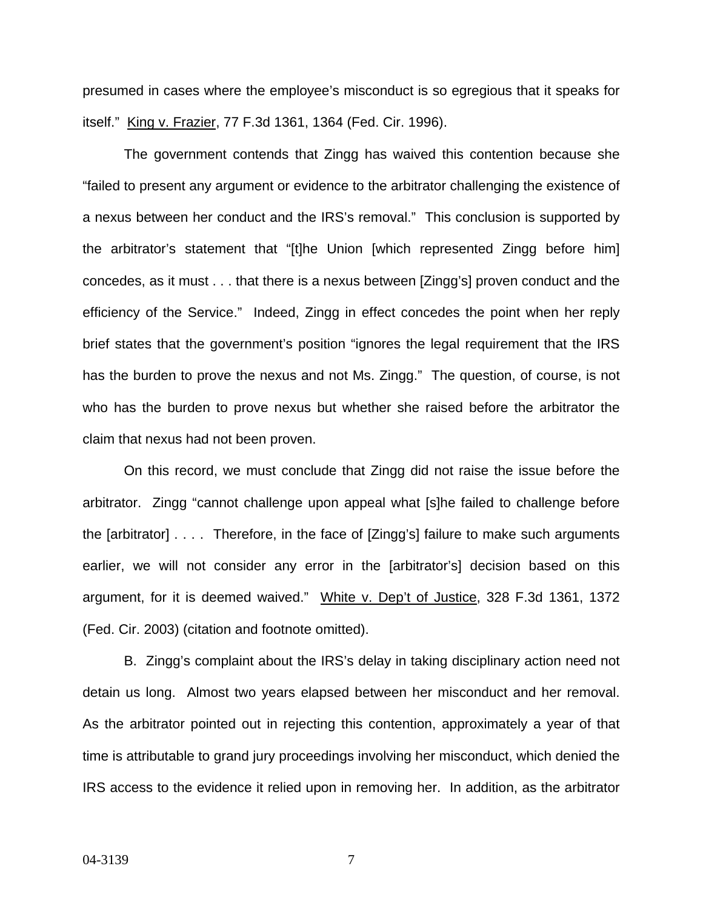presumed in cases where the employee's misconduct is so egregious that it speaks for itself." King v. Frazier, 77 F.3d 1361, 1364 (Fed. Cir. 1996).

The government contends that Zingg has waived this contention because she "failed to present any argument or evidence to the arbitrator challenging the existence of a nexus between her conduct and the IRS's removal." This conclusion is supported by the arbitrator's statement that "[t]he Union [which represented Zingg before him] concedes, as it must . . . that there is a nexus between [Zingg's] proven conduct and the efficiency of the Service." Indeed, Zingg in effect concedes the point when her reply brief states that the government's position "ignores the legal requirement that the IRS has the burden to prove the nexus and not Ms. Zingg." The question, of course, is not who has the burden to prove nexus but whether she raised before the arbitrator the claim that nexus had not been proven.

On this record, we must conclude that Zingg did not raise the issue before the arbitrator. Zingg "cannot challenge upon appeal what [s]he failed to challenge before the [arbitrator] . . . . Therefore, in the face of [Zingg's] failure to make such arguments earlier, we will not consider any error in the [arbitrator's] decision based on this argument, for it is deemed waived." White v. Dep't of Justice, 328 F.3d 1361, 1372 (Fed. Cir. 2003) (citation and footnote omitted).

B. Zingg's complaint about the IRS's delay in taking disciplinary action need not detain us long. Almost two years elapsed between her misconduct and her removal. As the arbitrator pointed out in rejecting this contention, approximately a year of that time is attributable to grand jury proceedings involving her misconduct, which denied the IRS access to the evidence it relied upon in removing her. In addition, as the arbitrator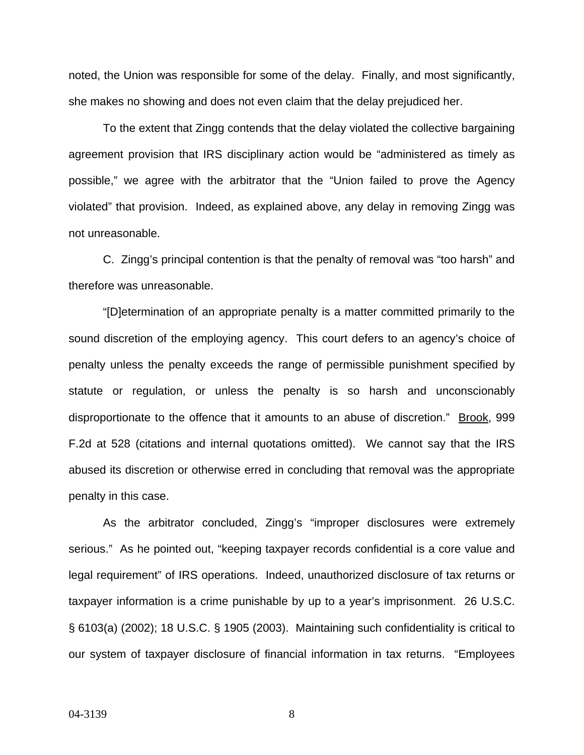noted, the Union was responsible for some of the delay. Finally, and most significantly, she makes no showing and does not even claim that the delay prejudiced her.

To the extent that Zingg contends that the delay violated the collective bargaining agreement provision that IRS disciplinary action would be "administered as timely as possible," we agree with the arbitrator that the "Union failed to prove the Agency violated" that provision. Indeed, as explained above, any delay in removing Zingg was not unreasonable.

C. Zingg's principal contention is that the penalty of removal was "too harsh" and therefore was unreasonable.

"[D]etermination of an appropriate penalty is a matter committed primarily to the sound discretion of the employing agency. This court defers to an agency's choice of penalty unless the penalty exceeds the range of permissible punishment specified by statute or regulation, or unless the penalty is so harsh and unconscionably disproportionate to the offence that it amounts to an abuse of discretion." Brook, 999 F.2d at 528 (citations and internal quotations omitted). We cannot say that the IRS abused its discretion or otherwise erred in concluding that removal was the appropriate penalty in this case.

As the arbitrator concluded, Zingg's "improper disclosures were extremely serious." As he pointed out, "keeping taxpayer records confidential is a core value and legal requirement" of IRS operations. Indeed, unauthorized disclosure of tax returns or taxpayer information is a crime punishable by up to a year's imprisonment. 26 U.S.C. § 6103(a) (2002); 18 U.S.C. § 1905 (2003). Maintaining such confidentiality is critical to our system of taxpayer disclosure of financial information in tax returns. "Employees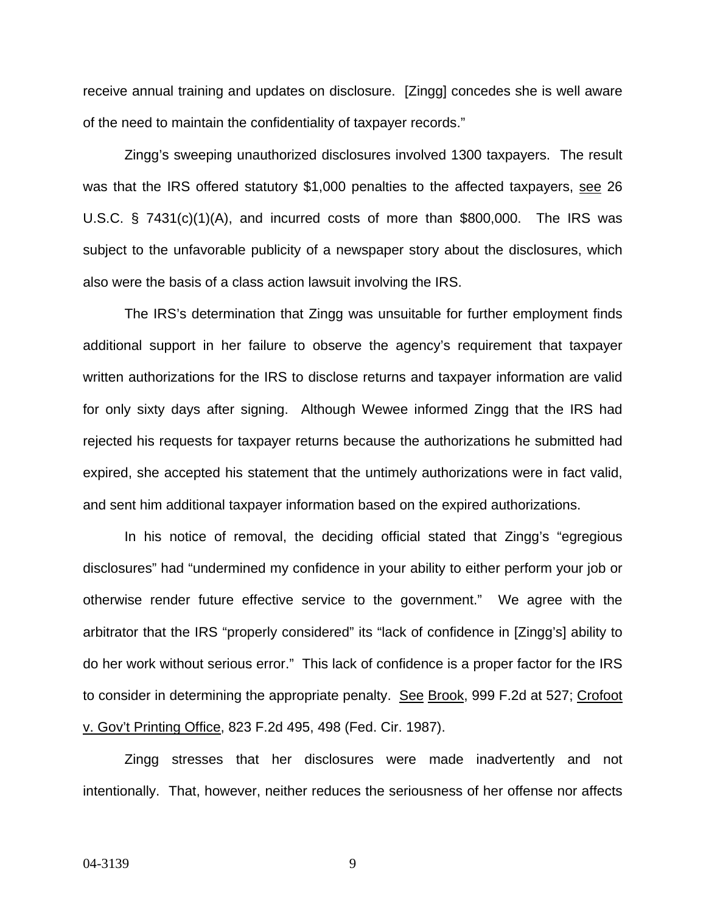receive annual training and updates on disclosure. [Zingg] concedes she is well aware of the need to maintain the confidentiality of taxpayer records."

Zingg's sweeping unauthorized disclosures involved 1300 taxpayers. The result was that the IRS offered statutory $1,000 penalties to the affected taxpayers, see 26 U.S.C. § 7431(c)(1)(A), and incurred costs of more than $800,000. The IRS was subject to the unfavorable publicity of a newspaper story about the disclosures, which also were the basis of a class action lawsuit involving the IRS.

The IRS's determination that Zingg was unsuitable for further employment finds additional support in her failure to observe the agency's requirement that taxpayer written authorizations for the IRS to disclose returns and taxpayer information are valid for only sixty days after signing. Although Wewee informed Zingg that the IRS had rejected his requests for taxpayer returns because the authorizations he submitted had expired, she accepted his statement that the untimely authorizations were in fact valid, and sent him additional taxpayer information based on the expired authorizations.

In his notice of removal, the deciding official stated that Zingg's "egregious disclosures" had "undermined my confidence in your ability to either perform your job or otherwise render future effective service to the government." We agree with the arbitrator that the IRS "properly considered" its "lack of confidence in [Zingg's] ability to do her work without serious error." This lack of confidence is a proper factor for the IRS to consider in determining the appropriate penalty. See Brook, 999 F.2d at 527; Crofoot v. Gov't Printing Office, 823 F.2d 495, 498 (Fed. Cir. 1987).

Zingg stresses that her disclosures were made inadvertently and not intentionally. That, however, neither reduces the seriousness of her offense nor affects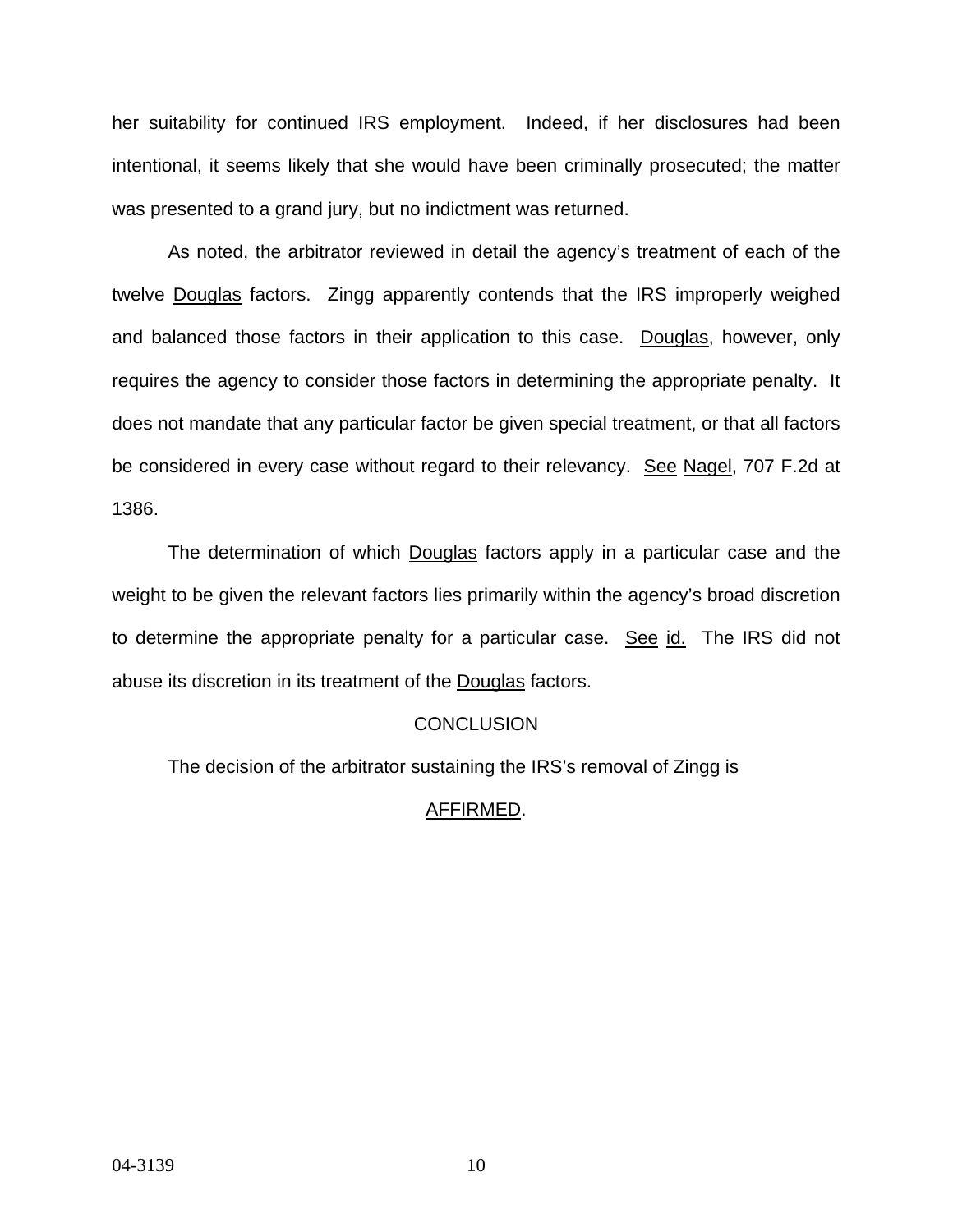her suitability for continued IRS employment. Indeed, if her disclosures had been intentional, it seems likely that she would have been criminally prosecuted; the matter was presented to a grand jury, but no indictment was returned.

As noted, the arbitrator reviewed in detail the agency's treatment of each of the twelve Douglas factors. Zingg apparently contends that the IRS improperly weighed and balanced those factors in their application to this case. Douglas, however, only requires the agency to consider those factors in determining the appropriate penalty. It does not mandate that any particular factor be given special treatment, or that all factors be considered in every case without regard to their relevancy. See Nagel, 707 F.2d at 1386.

The determination of which Douglas factors apply in a particular case and the weight to be given the relevant factors lies primarily within the agency's broad discretion to determine the appropriate penalty for a particular case. See id. The IRS did not abuse its discretion in its treatment of the Douglas factors.

## CONCLUSION

The decision of the arbitrator sustaining the IRS's removal of Zingg is

AFFIRMED.